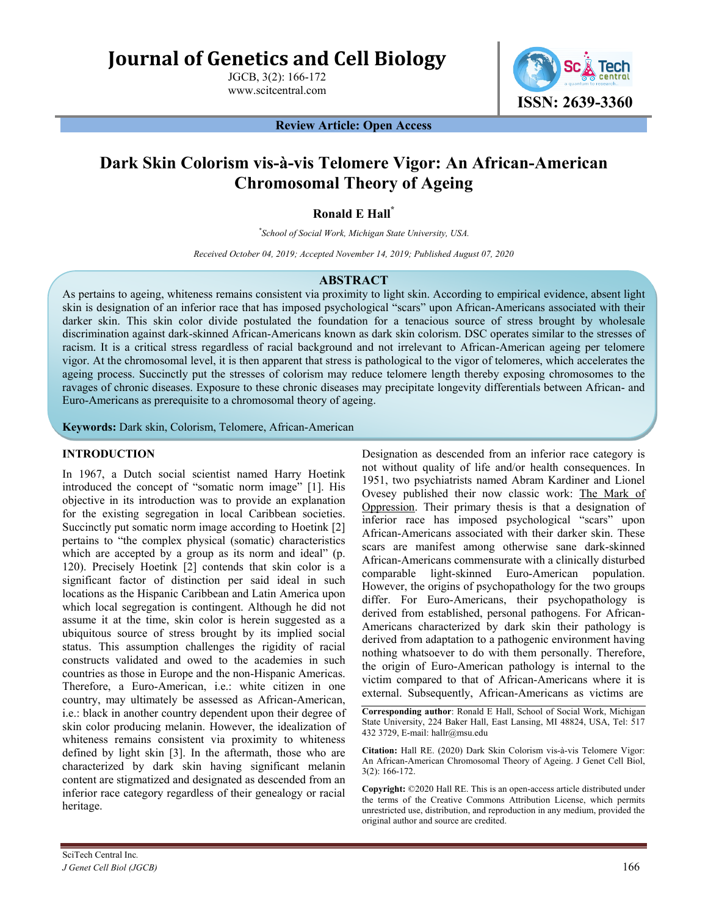# Journal of Genetics and Cell Biology

JGCB, 3(2): 166-172
www.scitcentral.com

ISSN: 2639-3360

**Review Article: Open Access**

# Dark Skin Colorism vis-à-vis Telomere Vigor: An African-American Chromosomal Theory of Ageing

**Ronald E Hall***

*School of Social Work, Michigan State University, USA.*

*Received October 04, 2019; Accepted November 14, 2019; Published August 07, 2020*

## ABSTRACT

As pertains to ageing, whiteness remains consistent via proximity to light skin. According to empirical evidence, absent light skin is designation of an inferior race that has imposed psychological "scars" upon African-Americans associated with their darker skin. This skin color divide postulated the foundation for a tenacious source of stress brought by wholesale discrimination against dark-skinned African-Americans known as dark skin colorism. DSC operates similar to the stresses of racism. It is a critical stress regardless of racial background and not irrelevant to African-American ageing per telomere vigor. At the chromosomal level, it is then apparent that stress is pathological to the vigor of telomeres, which accelerates the ageing process. Succinctly put the stresses of colorism may reduce telomere length thereby exposing chromosomes to the ravages of chronic diseases. Exposure to these chronic diseases may precipitate longevity differentials between African- and Euro-Americans as prerequisite to a chromosomal theory of ageing.

**Keywords:** Dark skin, Colorism, Telomere, African-American

## INTRODUCTION

In 1967, a Dutch social scientist named Harry Hoetink introduced the concept of "somatic norm image" [1]. His objective in its introduction was to provide an explanation for the existing segregation in local Caribbean societies. Succinctly put somatic norm image according to Hoetink [2] pertains to "the complex physical (somatic) characteristics which are accepted by a group as its norm and ideal" (p. 120). Precisely Hoetink [2] contends that skin color is a significant factor of distinction per said ideal in such locations as the Hispanic Caribbean and Latin America upon which local segregation is contingent. Although he did not assume it at the time, skin color is herein suggested as a ubiquitous source of stress brought by its implied social status. This assumption challenges the rigidity of racial constructs validated and owed to the academies in such countries as those in Europe and the non-Hispanic Americas. Therefore, a Euro-American, i.e.: white citizen in one country, may ultimately be assessed as African-American, i.e.: black in another country dependent upon their degree of skin color producing melanin. However, the idealization of whiteness remains consistent via proximity to whiteness defined by light skin [3]. In the aftermath, those who are characterized by dark skin having significant melanin content are stigmatized and designated as descended from an inferior race category regardless of their genealogy or racial heritage.

Designation as descended from an inferior race category is not without quality of life and/or health consequences. In 1951, two psychiatrists named Abram Kardiner and Lionel Ovesey published their now classic work: The Mark of Oppression. Their primary thesis is that a designation of inferior race has imposed psychological "scars" upon African-Americans associated with their darker skin. These scars are manifest among otherwise sane dark-skinned African-Americans commensurate with a clinically disturbed comparable light-skinned Euro-American population. However, the origins of psychopathology for the two groups differ. For Euro-Americans, their psychopathology is derived from established, personal pathogens. For African-Americans characterized by dark skin their pathology is derived from adaptation to a pathogenic environment having nothing whatsoever to do with them personally. Therefore, the origin of Euro-American pathology is internal to the victim compared to that of African-Americans where it is external. Subsequently, African-Americans as victims are

**Corresponding author**: Ronald E Hall, School of Social Work, Michigan State University, 224 Baker Hall, East Lansing, MI 48824, USA, Tel: 517 432 3729, E-mail: hallr@msu.edu

**Citation:** Hall RE. (2020) Dark Skin Colorism vis-à-vis Telomere Vigor: An African-American Chromosomal Theory of Ageing. J Genet Cell Biol, 3(2): 166-172.

**Copyright:** ©2020 Hall RE. This is an open-access article distributed under the terms of the Creative Commons Attribution License, which permits unrestricted use, distribution, and reproduction in any medium, provided the original author and source are credited.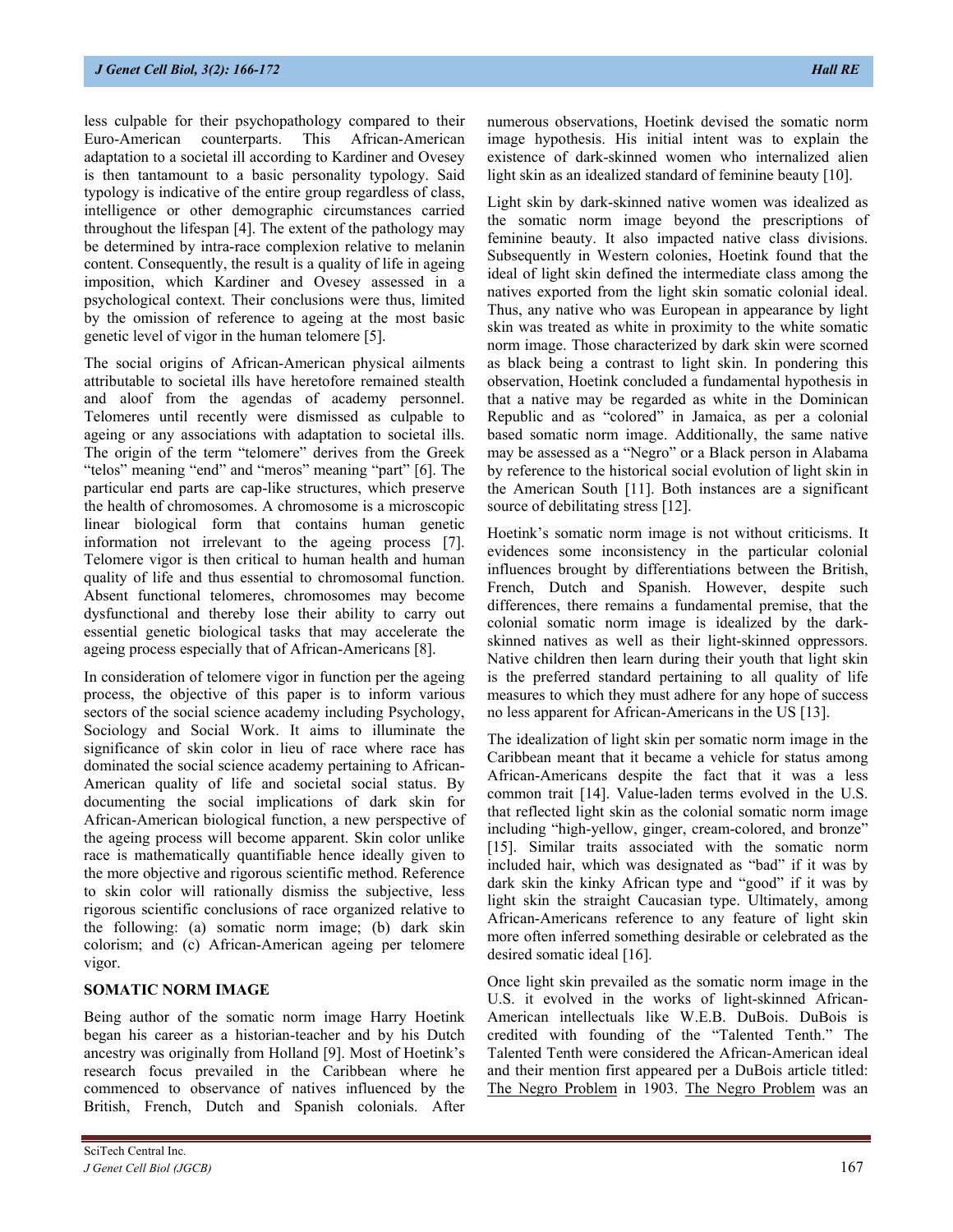less culpable for their psychopathology compared to their Euro-American counterparts. This African-American adaptation to a societal ill according to Kardiner and Ovesey is then tantamount to a basic personality typology. Said typology is indicative of the entire group regardless of class, intelligence or other demographic circumstances carried throughout the lifespan [4]. The extent of the pathology may be determined by intra-race complexion relative to melanin content. Consequently, the result is a quality of life in ageing imposition, which Kardiner and Ovesey assessed in a psychological context. Their conclusions were thus, limited by the omission of reference to ageing at the most basic genetic level of vigor in the human telomere [5].

The social origins of African-American physical ailments attributable to societal ills have heretofore remained stealth and aloof from the agendas of academy personnel. Telomeres until recently were dismissed as culpable to ageing or any associations with adaptation to societal ills. The origin of the term "telomere" derives from the Greek "telos" meaning "end" and "meros" meaning "part" [6]. The particular end parts are cap-like structures, which preserve the health of chromosomes. A chromosome is a microscopic linear biological form that contains human genetic information not irrelevant to the ageing process [7]. Telomere vigor is then critical to human health and human quality of life and thus essential to chromosomal function. Absent functional telomeres, chromosomes may become dysfunctional and thereby lose their ability to carry out essential genetic biological tasks that may accelerate the ageing process especially that of African-Americans [8].

In consideration of telomere vigor in function per the ageing process, the objective of this paper is to inform various sectors of the social science academy including Psychology, Sociology and Social Work. It aims to illuminate the significance of skin color in lieu of race where race has dominated the social science academy pertaining to African-American quality of life and societal social status. By documenting the social implications of dark skin for African-American biological function, a new perspective of the ageing process will become apparent. Skin color unlike race is mathematically quantifiable hence ideally given to the more objective and rigorous scientific method. Reference to skin color will rationally dismiss the subjective, less rigorous scientific conclusions of race organized relative to the following: (a) somatic norm image; (b) dark skin colorism; and (c) African-American ageing per telomere vigor.

## SOMATIC NORM IMAGE

Being author of the somatic norm image Harry Hoetink began his career as a historian-teacher and by his Dutch ancestry was originally from Holland [9]. Most of Hoetink's research focus prevailed in the Caribbean where he commenced to observance of natives influenced by the British, French, Dutch and Spanish colonials. After numerous observations, Hoetink devised the somatic norm image hypothesis. His initial intent was to explain the existence of dark-skinned women who internalized alien light skin as an idealized standard of feminine beauty [10].

Light skin by dark-skinned native women was idealized as the somatic norm image beyond the prescriptions of feminine beauty. It also impacted native class divisions. Subsequently in Western colonies, Hoetink found that the ideal of light skin defined the intermediate class among the natives exported from the light skin somatic colonial ideal. Thus, any native who was European in appearance by light skin was treated as white in proximity to the white somatic norm image. Those characterized by dark skin were scorned as black being a contrast to light skin. In pondering this observation, Hoetink concluded a fundamental hypothesis in that a native may be regarded as white in the Dominican Republic and as "colored" in Jamaica, as per a colonial based somatic norm image. Additionally, the same native may be assessed as a "Negro" or a Black person in Alabama by reference to the historical social evolution of light skin in the American South [11]. Both instances are a significant source of debilitating stress [12].

Hoetink's somatic norm image is not without criticisms. It evidences some inconsistency in the particular colonial influences brought by differentiations between the British, French, Dutch and Spanish. However, despite such differences, there remains a fundamental premise, that the colonial somatic norm image is idealized by the dark-skinned natives as well as their light-skinned oppressors. Native children then learn during their youth that light skin is the preferred standard pertaining to all quality of life measures to which they must adhere for any hope of success no less apparent for African-Americans in the US [13].

The idealization of light skin per somatic norm image in the Caribbean meant that it became a vehicle for status among African-Americans despite the fact that it was a less common trait [14]. Value-laden terms evolved in the U.S. that reflected light skin as the colonial somatic norm image including "high-yellow, ginger, cream-colored, and bronze" [15]. Similar traits associated with the somatic norm included hair, which was designated as "bad" if it was by dark skin the kinky African type and "good" if it was by light skin the straight Caucasian type. Ultimately, among African-Americans reference to any feature of light skin more often inferred something desirable or celebrated as the desired somatic ideal [16].

Once light skin prevailed as the somatic norm image in the U.S. it evolved in the works of light-skinned African-American intellectuals like W.E.B. DuBois. DuBois is credited with founding of the "Talented Tenth." The Talented Tenth were considered the African-American ideal and their mention first appeared per a DuBois article titled: <u>The Negro Problem</u> in 1903. <u>The Negro Problem</u> was an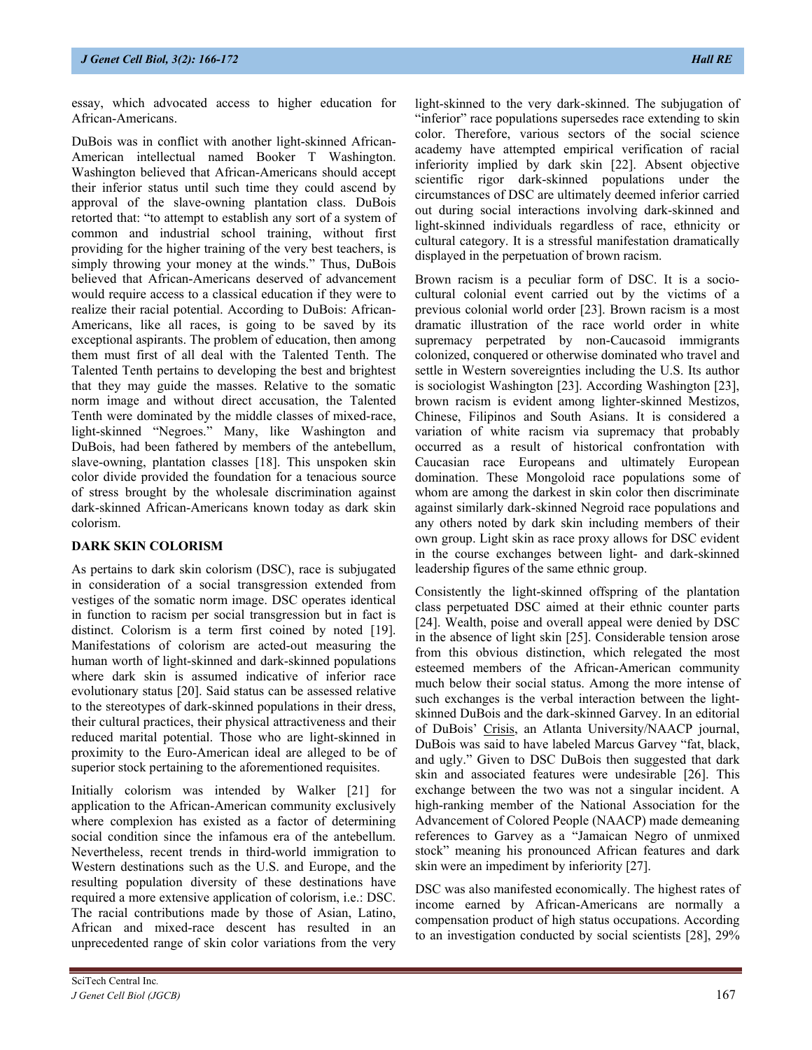essay, which advocated access to higher education for African-Americans.

DuBois was in conflict with another light-skinned African-American intellectual named Booker T Washington. Washington believed that African-Americans should accept their inferior status until such time they could ascend by approval of the slave-owning plantation class. DuBois retorted that: "to attempt to establish any sort of a system of common and industrial school training, without first providing for the higher training of the very best teachers, is simply throwing your money at the winds." Thus, DuBois believed that African-Americans deserved of advancement would require access to a classical education if they were to realize their racial potential. According to DuBois: African-Americans, like all races, is going to be saved by its exceptional aspirants. The problem of education, then among them must first of all deal with the Talented Tenth. The Talented Tenth pertains to developing the best and brightest that they may guide the masses. Relative to the somatic norm image and without direct accusation, the Talented Tenth were dominated by the middle classes of mixed-race, light-skinned "Negroes." Many, like Washington and DuBois, had been fathered by members of the antebellum, slave-owning, plantation classes [18]. This unspoken skin color divide provided the foundation for a tenacious source of stress brought by the wholesale discrimination against dark-skinned African-Americans known today as dark skin colorism.

## DARK SKIN COLORISM

As pertains to dark skin colorism (DSC), race is subjugated in consideration of a social transgression extended from vestiges of the somatic norm image. DSC operates identical in function to racism per social transgression but in fact is distinct. Colorism is a term first coined by noted [19]. Manifestations of colorism are acted-out measuring the human worth of light-skinned and dark-skinned populations where dark skin is assumed indicative of inferior race evolutionary status [20]. Said status can be assessed relative to the stereotypes of dark-skinned populations in their dress, their cultural practices, their physical attractiveness and their reduced marital potential. Those who are light-skinned in proximity to the Euro-American ideal are alleged to be of superior stock pertaining to the aforementioned requisites.

Initially colorism was intended by Walker [21] for application to the African-American community exclusively where complexion has existed as a factor of determining social condition since the infamous era of the antebellum. Nevertheless, recent trends in third-world immigration to Western destinations such as the U.S. and Europe, and the resulting population diversity of these destinations have required a more extensive application of colorism, i.e.: DSC. The racial contributions made by those of Asian, Latino, African and mixed-race descent has resulted in an unprecedented range of skin color variations from the very light-skinned to the very dark-skinned. The subjugation of "inferior" race populations supersedes race extending to skin color. Therefore, various sectors of the social science academy have attempted empirical verification of racial inferiority implied by dark skin [22]. Absent objective scientific rigor dark-skinned populations under the circumstances of DSC are ultimately deemed inferior carried out during social interactions involving dark-skinned and light-skinned individuals regardless of race, ethnicity or cultural category. It is a stressful manifestation dramatically displayed in the perpetuation of brown racism.

Brown racism is a peculiar form of DSC. It is a socio-cultural colonial event carried out by the victims of a previous colonial world order [23]. Brown racism is a most dramatic illustration of the race world order in white supremacy perpetrated by non-Caucasoid immigrants colonized, conquered or otherwise dominated who travel and settle in Western sovereignties including the U.S. Its author is sociologist Washington [23]. According Washington [23], brown racism is evident among lighter-skinned Mestizos, Chinese, Filipinos and South Asians. It is considered a variation of white racism via supremacy that probably occurred as a result of historical confrontation with Caucasian race Europeans and ultimately European domination. These Mongoloid race populations some of whom are among the darkest in skin color then discriminate against similarly dark-skinned Negroid race populations and any others noted by dark skin including members of their own group. Light skin as race proxy allows for DSC evident in the course exchanges between light- and dark-skinned leadership figures of the same ethnic group.

Consistently the light-skinned offspring of the plantation class perpetuated DSC aimed at their ethnic counter parts [24]. Wealth, poise and overall appeal were denied by DSC in the absence of light skin [25]. Considerable tension arose from this obvious distinction, which relegated the most esteemed members of the African-American community much below their social status. Among the more intense of such exchanges is the verbal interaction between the light-skinned DuBois and the dark-skinned Garvey. In an editorial of DuBois' Crisis, an Atlanta University/NAACP journal, DuBois was said to have labeled Marcus Garvey "fat, black, and ugly." Given to DSC DuBois then suggested that dark skin and associated features were undesirable [26]. This exchange between the two was not a singular incident. A high-ranking member of the National Association for the Advancement of Colored People (NAACP) made demeaning references to Garvey as a "Jamaican Negro of unmixed stock" meaning his pronounced African features and dark skin were an impediment by inferiority [27].

DSC was also manifested economically. The highest rates of income earned by African-Americans are normally a compensation product of high status occupations. According to an investigation conducted by social scientists [28], 29%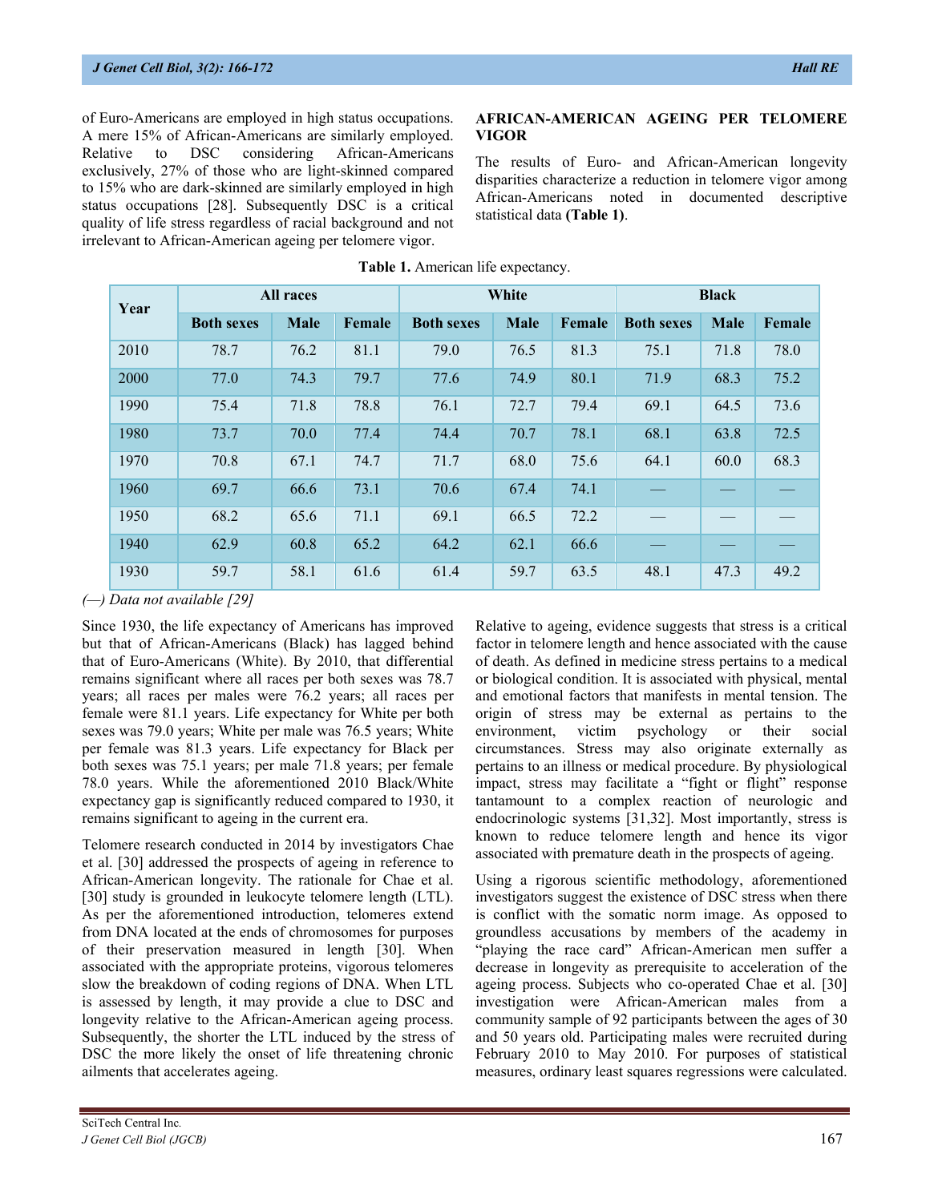of Euro-Americans are employed in high status occupations. A mere 15% of African-Americans are similarly employed. Relative to DSC considering African-Americans exclusively, 27% of those who are light-skinned compared to 15% who are dark-skinned are similarly employed in high status occupations [28]. Subsequently DSC is a critical quality of life stress regardless of racial background and not irrelevant to African-American ageing per telomere vigor.

## AFRICAN-AMERICAN AGEING PER TELOMERE VIGOR

The results of Euro- and African-American longevity disparities characterize a reduction in telomere vigor among African-Americans noted in documented descriptive statistical data **(Table 1)**.

**Table 1.** American life expectancy.

| Year | All races | | | White | | | Black | | |
|---|---|---|---|---|---|---|---|---|---|
| | Both sexes | Male | Female | Both sexes | Male | Female | Both sexes | Male | Female |
| 2010 | 78.7 | 76.2 | 81.1 | 79.0 | 76.5 | 81.3 | 75.1 | 71.8 | 78.0 |
| 2000 | 77.0 | 74.3 | 79.7 | 77.6 | 74.9 | 80.1 | 71.9 | 68.3 | 75.2 |
| 1990 | 75.4 | 71.8 | 78.8 | 76.1 | 72.7 | 79.4 | 69.1 | 64.5 | 73.6 |
| 1980 | 73.7 | 70.0 | 77.4 | 74.4 | 70.7 | 78.1 | 68.1 | 63.8 | 72.5 |
| 1970 | 70.8 | 67.1 | 74.7 | 71.7 | 68.0 | 75.6 | 64.1 | 60.0 | 68.3 |
| 1960 | 69.7 | 66.6 | 73.1 | 70.6 | 67.4 | 74.1 | — | — | — |
| 1950 | 68.2 | 65.6 | 71.1 | 69.1 | 66.5 | 72.2 | — | — | — |
| 1940 | 62.9 | 60.8 | 65.2 | 64.2 | 62.1 | 66.6 | — | — | — |
| 1930 | 59.7 | 58.1 | 61.6 | 61.4 | 59.7 | 63.5 | 48.1 | 47.3 | 49.2 |

*(—) Data not available [29]*

Since 1930, the life expectancy of Americans has improved but that of African-Americans (Black) has lagged behind that of Euro-Americans (White). By 2010, that differential remains significant where all races per both sexes was 78.7 years; all races per males were 76.2 years; all races per female were 81.1 years. Life expectancy for White per both sexes was 79.0 years; White per male was 76.5 years; White per female was 81.3 years. Life expectancy for Black per both sexes was 75.1 years; per male 71.8 years; per female 78.0 years. While the aforementioned 2010 Black/White expectancy gap is significantly reduced compared to 1930, it remains significant to ageing in the current era.

Telomere research conducted in 2014 by investigators Chae et al. [30] addressed the prospects of ageing in reference to African-American longevity. The rationale for Chae et al. [30] study is grounded in leukocyte telomere length (LTL). As per the aforementioned introduction, telomeres extend from DNA located at the ends of chromosomes for purposes of their preservation measured in length [30]. When associated with the appropriate proteins, vigorous telomeres slow the breakdown of coding regions of DNA. When LTL is assessed by length, it may provide a clue to DSC and longevity relative to the African-American ageing process. Subsequently, the shorter the LTL induced by the stress of DSC the more likely the onset of life threatening chronic ailments that accelerates ageing.

Relative to ageing, evidence suggests that stress is a critical factor in telomere length and hence associated with the cause of death. As defined in medicine stress pertains to a medical or biological condition. It is associated with physical, mental and emotional factors that manifests in mental tension. The origin of stress may be external as pertains to the environment, victim psychology or their social circumstances. Stress may also originate externally as pertains to an illness or medical procedure. By physiological impact, stress may facilitate a "fight or flight" response tantamount to a complex reaction of neurologic and endocrinologic systems [31,32]. Most importantly, stress is known to reduce telomere length and hence its vigor associated with premature death in the prospects of ageing.

Using a rigorous scientific methodology, aforementioned investigators suggest the existence of DSC stress when there is conflict with the somatic norm image. As opposed to groundless accusations by members of the academy in "playing the race card" African-American men suffer a decrease in longevity as prerequisite to acceleration of the ageing process. Subjects who co-operated Chae et al. [30] investigation were African-American males from a community sample of 92 participants between the ages of 30 and 50 years old. Participating males were recruited during February 2010 to May 2010. For purposes of statistical measures, ordinary least squares regressions were calculated.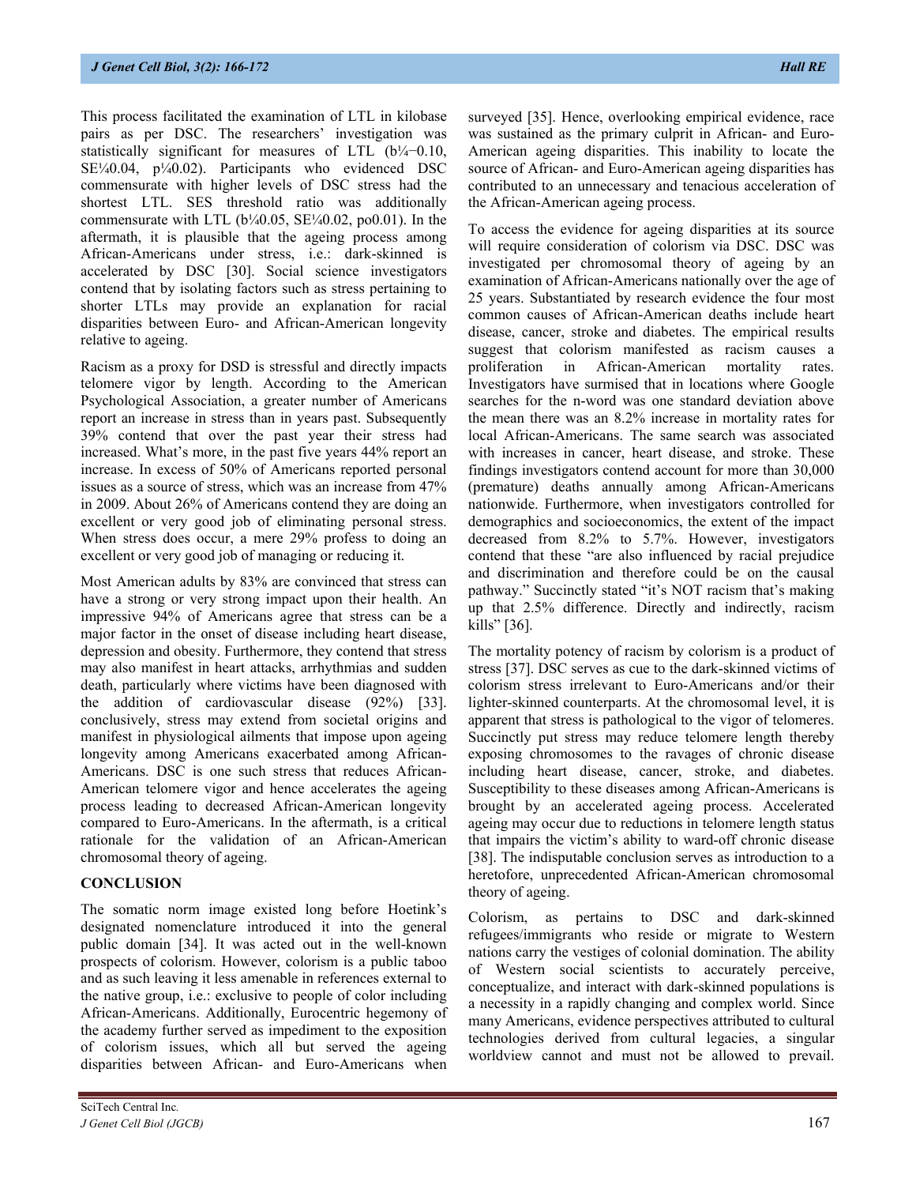This process facilitated the examination of LTL in kilobase pairs as per DSC. The researchers' investigation was statistically significant for measures of LTL (b¼−0.10, SE¼0.04, p¼0.02). Participants who evidenced DSC commensurate with higher levels of DSC stress had the shortest LTL. SES threshold ratio was additionally commensurate with LTL (b¼0.05, SE¼0.02, po0.01). In the aftermath, it is plausible that the ageing process among African-Americans under stress, i.e.: dark-skinned is accelerated by DSC [30]. Social science investigators contend that by isolating factors such as stress pertaining to shorter LTLs may provide an explanation for racial disparities between Euro- and African-American longevity relative to ageing.

Racism as a proxy for DSD is stressful and directly impacts telomere vigor by length. According to the American Psychological Association, a greater number of Americans report an increase in stress than in years past. Subsequently 39% contend that over the past year their stress had increased. What's more, in the past five years 44% report an increase. In excess of 50% of Americans reported personal issues as a source of stress, which was an increase from 47% in 2009. About 26% of Americans contend they are doing an excellent or very good job of eliminating personal stress. When stress does occur, a mere 29% profess to doing an excellent or very good job of managing or reducing it.

Most American adults by 83% are convinced that stress can have a strong or very strong impact upon their health. An impressive 94% of Americans agree that stress can be a major factor in the onset of disease including heart disease, depression and obesity. Furthermore, they contend that stress may also manifest in heart attacks, arrhythmias and sudden death, particularly where victims have been diagnosed with the addition of cardiovascular disease (92%) [33]. conclusively, stress may extend from societal origins and manifest in physiological ailments that impose upon ageing longevity among Americans exacerbated among African-Americans. DSC is one such stress that reduces African-American telomere vigor and hence accelerates the ageing process leading to decreased African-American longevity compared to Euro-Americans. In the aftermath, is a critical rationale for the validation of an African-American chromosomal theory of ageing.

## CONCLUSION

The somatic norm image existed long before Hoetink's designated nomenclature introduced it into the general public domain [34]. It was acted out in the well-known prospects of colorism. However, colorism is a public taboo and as such leaving it less amenable in references external to the native group, i.e.: exclusive to people of color including African-Americans. Additionally, Eurocentric hegemony of the academy further served as impediment to the exposition of colorism issues, which all but served the ageing disparities between African- and Euro-Americans when surveyed [35]. Hence, overlooking empirical evidence, race was sustained as the primary culprit in African- and Euro-American ageing disparities. This inability to locate the source of African- and Euro-American ageing disparities has contributed to an unnecessary and tenacious acceleration of the African-American ageing process.

To access the evidence for ageing disparities at its source will require consideration of colorism via DSC. DSC was investigated per chromosomal theory of ageing by an examination of African-Americans nationally over the age of 25 years. Substantiated by research evidence the four most common causes of African-American deaths include heart disease, cancer, stroke and diabetes. The empirical results suggest that colorism manifested as racism causes a proliferation in African-American mortality rates. Investigators have surmised that in locations where Google searches for the n-word was one standard deviation above the mean there was an 8.2% increase in mortality rates for local African-Americans. The same search was associated with increases in cancer, heart disease, and stroke. These findings investigators contend account for more than 30,000 (premature) deaths annually among African-Americans nationwide. Furthermore, when investigators controlled for demographics and socioeconomics, the extent of the impact decreased from 8.2% to 5.7%. However, investigators contend that these "are also influenced by racial prejudice and discrimination and therefore could be on the causal pathway." Succinctly stated "it's NOT racism that's making up that 2.5% difference. Directly and indirectly, racism kills" [36].

The mortality potency of racism by colorism is a product of stress [37]. DSC serves as cue to the dark-skinned victims of colorism stress irrelevant to Euro-Americans and/or their lighter-skinned counterparts. At the chromosomal level, it is apparent that stress is pathological to the vigor of telomeres. Succinctly put stress may reduce telomere length thereby exposing chromosomes to the ravages of chronic disease including heart disease, cancer, stroke, and diabetes. Susceptibility to these diseases among African-Americans is brought by an accelerated ageing process. Accelerated ageing may occur due to reductions in telomere length status that impairs the victim's ability to ward-off chronic disease [38]. The indisputable conclusion serves as introduction to a heretofore, unprecedented African-American chromosomal theory of ageing.

Colorism, as pertains to DSC and dark-skinned refugees/immigrants who reside or migrate to Western nations carry the vestiges of colonial domination. The ability of Western social scientists to accurately perceive, conceptualize, and interact with dark-skinned populations is a necessity in a rapidly changing and complex world. Since many Americans, evidence perspectives attributed to cultural technologies derived from cultural legacies, a singular worldview cannot and must not be allowed to prevail.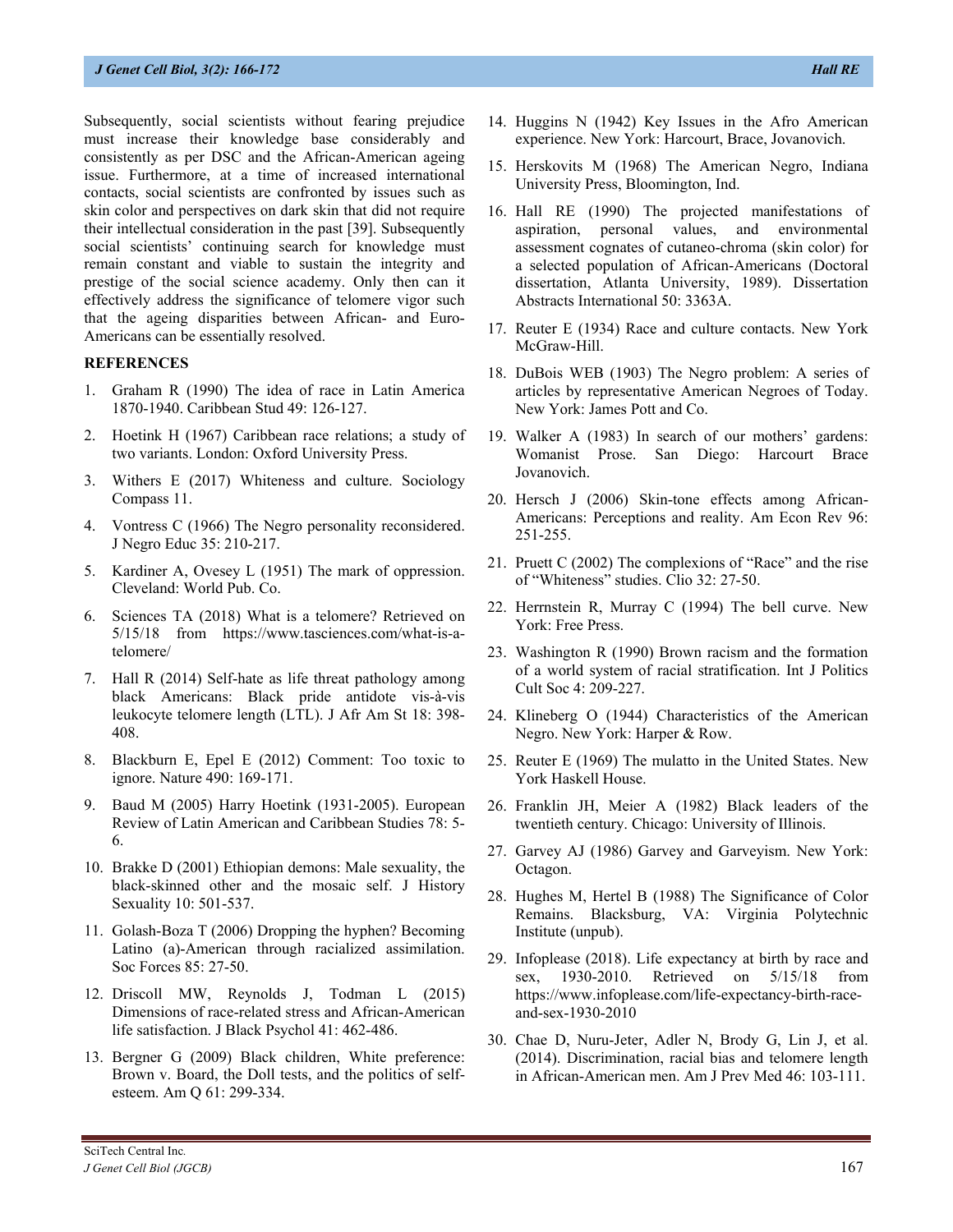Subsequently, social scientists without fearing prejudice must increase their knowledge base considerably and consistently as per DSC and the African-American ageing issue. Furthermore, at a time of increased international contacts, social scientists are confronted by issues such as skin color and perspectives on dark skin that did not require their intellectual consideration in the past [39]. Subsequently social scientists' continuing search for knowledge must remain constant and viable to sustain the integrity and prestige of the social science academy. Only then can it effectively address the significance of telomere vigor such that the ageing disparities between African- and Euro-Americans can be essentially resolved.

## REFERENCES

1. Graham R (1990) The idea of race in Latin America 1870-1940. Caribbean Stud 49: 126-127.
2. Hoetink H (1967) Caribbean race relations; a study of two variants. London: Oxford University Press.
3. Withers E (2017) Whiteness and culture. Sociology Compass 11.
4. Vontress C (1966) The Negro personality reconsidered. J Negro Educ 35: 210-217.
5. Kardiner A, Ovesey L (1951) The mark of oppression. Cleveland: World Pub. Co.
6. Sciences TA (2018) What is a telomere? Retrieved on 5/15/18 from https://www.tasciences.com/what-is-a-telomere/
7. Hall R (2014) Self-hate as life threat pathology among black Americans: Black pride antidote vis-à-vis leukocyte telomere length (LTL). J Afr Am St 18: 398-408.
8. Blackburn E, Epel E (2012) Comment: Too toxic to ignore. Nature 490: 169-171.
9. Baud M (2005) Harry Hoetink (1931-2005). European Review of Latin American and Caribbean Studies 78: 5-6.
10. Brakke D (2001) Ethiopian demons: Male sexuality, the black-skinned other and the mosaic self. J History Sexuality 10: 501-537.
11. Golash-Boza T (2006) Dropping the hyphen? Becoming Latino (a)-American through racialized assimilation. Soc Forces 85: 27-50.
12. Driscoll MW, Reynolds J, Todman L (2015) Dimensions of race-related stress and African-American life satisfaction. J Black Psychol 41: 462-486.
13. Bergner G (2009) Black children, White preference: Brown v. Board, the Doll tests, and the politics of self-esteem. Am Q 61: 299-334.
14. Huggins N (1942) Key Issues in the Afro American experience. New York: Harcourt, Brace, Jovanovich.
15. Herskovits M (1968) The American Negro, Indiana University Press, Bloomington, Ind.
16. Hall RE (1990) The projected manifestations of aspiration, personal values, and environmental assessment cognates of cutaneo-chroma (skin color) for a selected population of African-Americans (Doctoral dissertation, Atlanta University, 1989). Dissertation Abstracts International 50: 3363A.
17. Reuter E (1934) Race and culture contacts. New York McGraw-Hill.
18. DuBois WEB (1903) The Negro problem: A series of articles by representative American Negroes of Today. New York: James Pott and Co.
19. Walker A (1983) In search of our mothers' gardens: Womanist Prose. San Diego: Harcourt Brace Jovanovich.
20. Hersch J (2006) Skin-tone effects among African-Americans: Perceptions and reality. Am Econ Rev 96: 251-255.
21. Pruett C (2002) The complexions of "Race" and the rise of "Whiteness" studies. Clio 32: 27-50.
22. Herrnstein R, Murray C (1994) The bell curve. New York: Free Press.
23. Washington R (1990) Brown racism and the formation of a world system of racial stratification. Int J Politics Cult Soc 4: 209-227.
24. Klineberg O (1944) Characteristics of the American Negro. New York: Harper & Row.
25. Reuter E (1969) The mulatto in the United States. New York Haskell House.
26. Franklin JH, Meier A (1982) Black leaders of the twentieth century. Chicago: University of Illinois.
27. Garvey AJ (1986) Garvey and Garveyism. New York: Octagon.
28. Hughes M, Hertel B (1988) The Significance of Color Remains. Blacksburg, VA: Virginia Polytechnic Institute (unpub).
29. Infoplease (2018). Life expectancy at birth by race and sex, 1930-2010. Retrieved on 5/15/18 from https://www.infoplease.com/life-expectancy-birth-race-and-sex-1930-2010
30. Chae D, Nuru-Jeter, Adler N, Brody G, Lin J, et al. (2014). Discrimination, racial bias and telomere length in African-American men. Am J Prev Med 46: 103-111.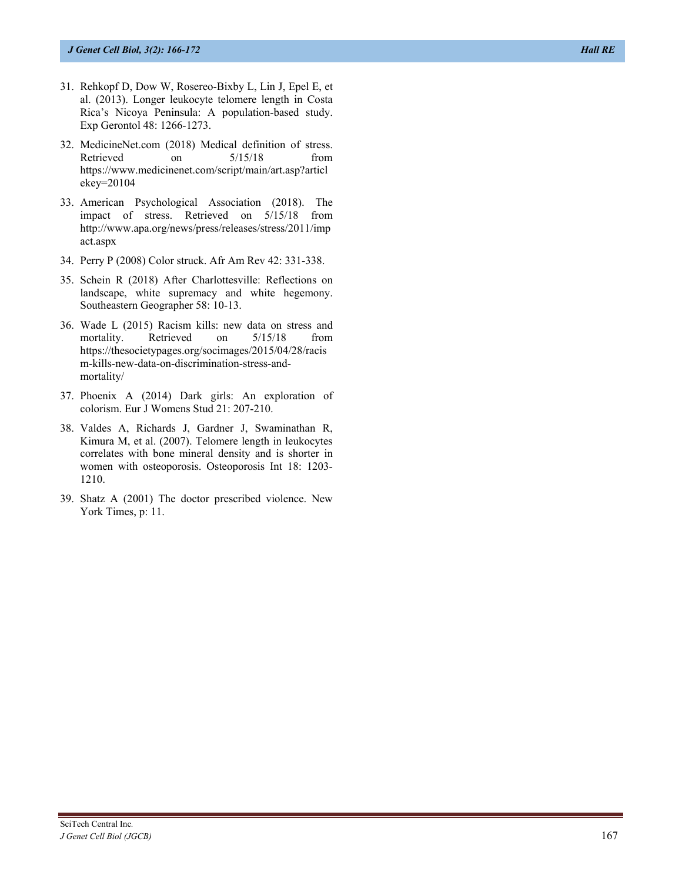31. Rehkopf D, Dow W, Rosereo-Bixby L, Lin J, Epel E, et al. (2013). Longer leukocyte telomere length in Costa Rica's Nicoya Peninsula: A population-based study. Exp Gerontol 48: 1266-1273.

32. MedicineNet.com (2018) Medical definition of stress. Retrieved on 5/15/18 from https://www.medicinenet.com/script/main/art.asp?articlekey=20104

33. American Psychological Association (2018). The impact of stress. Retrieved on 5/15/18 from http://www.apa.org/news/press/releases/stress/2011/impact.aspx

34. Perry P (2008) Color struck. Afr Am Rev 42: 331-338.

35. Schein R (2018) After Charlottesville: Reflections on landscape, white supremacy and white hegemony. Southeastern Geographer 58: 10-13.

36. Wade L (2015) Racism kills: new data on stress and mortality. Retrieved on 5/15/18 from https://thesocietypages.org/socimages/2015/04/28/racism-kills-new-data-on-discrimination-stress-and-mortality/

37. Phoenix A (2014) Dark girls: An exploration of colorism. Eur J Womens Stud 21: 207-210.

38. Valdes A, Richards J, Gardner J, Swaminathan R, Kimura M, et al. (2007). Telomere length in leukocytes correlates with bone mineral density and is shorter in women with osteoporosis. Osteoporosis Int 18: 1203-1210.

39. Shatz A (2001) The doctor prescribed violence. New York Times, p: 11.